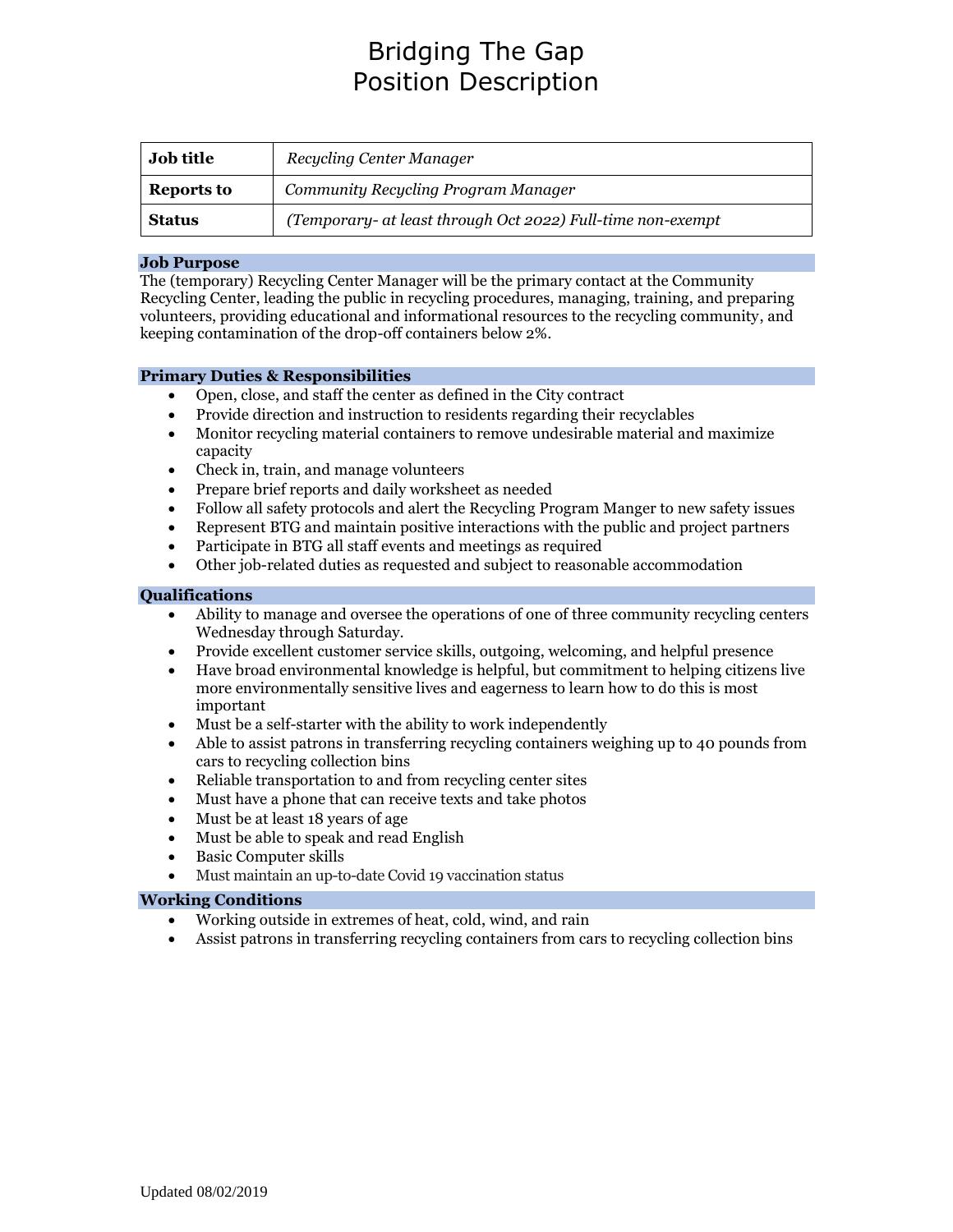# Bridging The Gap
# Position Description

| **Job title** | *Recycling Center Manager* |
|---|---|
| **Reports to** | *Community Recycling Program Manager* |
| **Status** | *(Temporary- at least through Oct 2022) Full-time non-exempt* |

## Job Purpose

The (temporary) Recycling Center Manager will be the primary contact at the Community Recycling Center, leading the public in recycling procedures, managing, training, and preparing volunteers, providing educational and informational resources to the recycling community, and keeping contamination of the drop-off containers below 2%.

## Primary Duties & Responsibilities

- Open, close, and staff the center as defined in the City contract
- Provide direction and instruction to residents regarding their recyclables
- Monitor recycling material containers to remove undesirable material and maximize capacity
- Check in, train, and manage volunteers
- Prepare brief reports and daily worksheet as needed
- Follow all safety protocols and alert the Recycling Program Manger to new safety issues
- Represent BTG and maintain positive interactions with the public and project partners
- Participate in BTG all staff events and meetings as required
- Other job-related duties as requested and subject to reasonable accommodation

## Qualifications

- Ability to manage and oversee the operations of one of three community recycling centers Wednesday through Saturday.
- Provide excellent customer service skills, outgoing, welcoming, and helpful presence
- Have broad environmental knowledge is helpful, but commitment to helping citizens live more environmentally sensitive lives and eagerness to learn how to do this is most important
- Must be a self-starter with the ability to work independently
- Able to assist patrons in transferring recycling containers weighing up to 40 pounds from cars to recycling collection bins
- Reliable transportation to and from recycling center sites
- Must have a phone that can receive texts and take photos
- Must be at least 18 years of age
- Must be able to speak and read English
- Basic Computer skills
- Must maintain an up-to-date Covid 19 vaccination status

## Working Conditions

- Working outside in extremes of heat, cold, wind, and rain
- Assist patrons in transferring recycling containers from cars to recycling collection bins

Updated 08/02/2019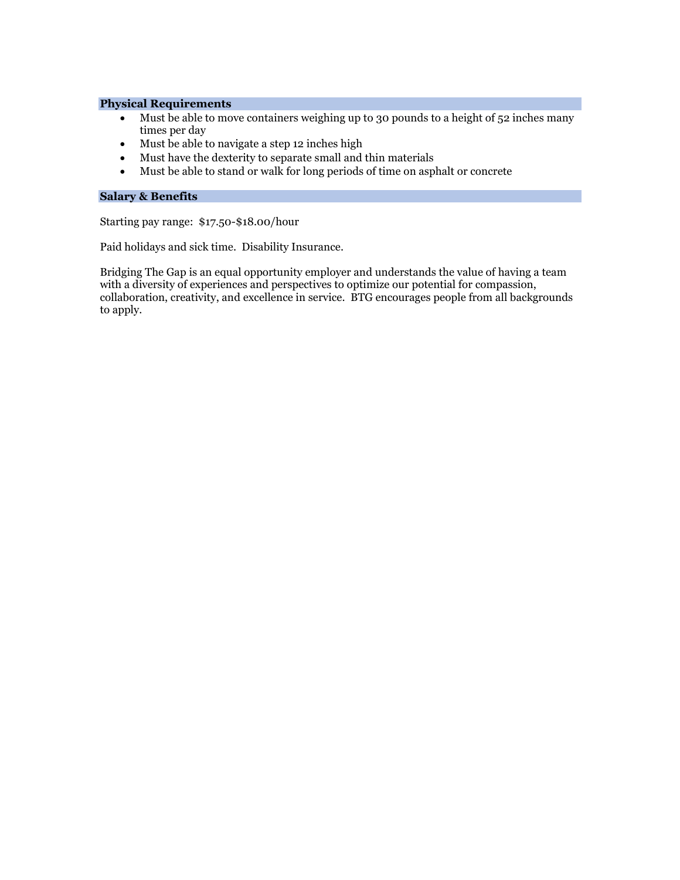## Physical Requirements

- Must be able to move containers weighing up to 30 pounds to a height of 52 inches many times per day
- Must be able to navigate a step 12 inches high
- Must have the dexterity to separate small and thin materials
- Must be able to stand or walk for long periods of time on asphalt or concrete

## Salary & Benefits

Starting pay range: $17.50-$18.00/hour

Paid holidays and sick time. Disability Insurance.

Bridging The Gap is an equal opportunity employer and understands the value of having a team with a diversity of experiences and perspectives to optimize our potential for compassion, collaboration, creativity, and excellence in service. BTG encourages people from all backgrounds to apply.